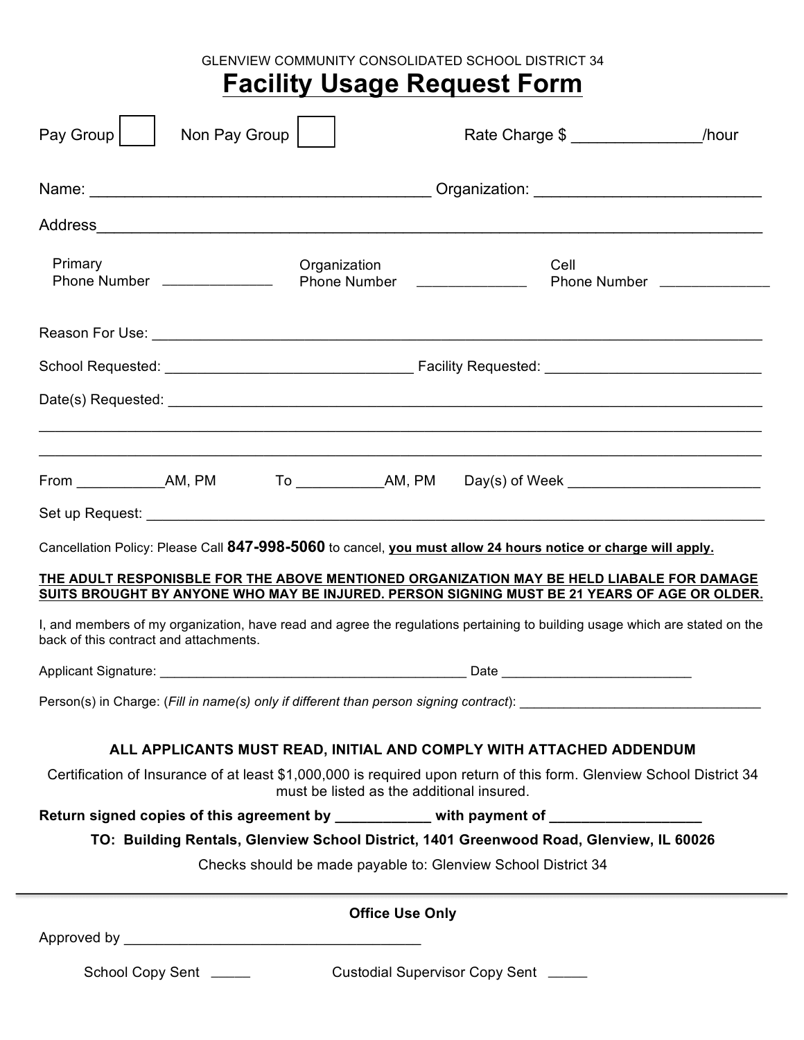GLENVIEW COMMUNITY CONSOLIDATED SCHOOL DISTRICT 34

# Facility Usage Request Form

Pay Group ☐ Non Pay Group ☐ Rate Charge $ _______________/hour

Name: ________________________________________ Organization: ___________________________

Address_____________________________________________________________________________

Primary Phone Number ______________ Organization Phone Number ______________ Cell Phone Number ______________

Reason For Use: ____________________________________________________________________________

School Requested: ________________________________ Facility Requested: ____________________________

Date(s) Requested: _________________________________________________________________________

_____________________________________________________________________________________

_____________________________________________________________________________________

From ___________AM, PM To ___________AM, PM Day(s) of Week ________________________

Set up Request: ____________________________________________________________________________

Cancellation Policy: Please Call **847-998-5060** to cancel, **<u>you must allow 24 hours notice or charge will apply.</u>**

**<u>THE ADULT RESPONISBLE FOR THE ABOVE MENTIONED ORGANIZATION MAY BE HELD LIABALE FOR DAMAGE SUITS BROUGHT BY ANYONE WHO MAY BE INJURED. PERSON SIGNING MUST BE 21 YEARS OF AGE OR OLDER.</u>**

I, and members of my organization, have read and agree the regulations pertaining to building usage which are stated on the back of this contract and attachments.

Applicant Signature: __________________________________________ Date _________________________

Person(s) in Charge: (*Fill in name(s) only if different than person signing contract*): _________________________________

**ALL APPLICANTS MUST READ, INITIAL AND COMPLY WITH ATTACHED ADDENDUM**

Certification of Insurance of at least $1,000,000 is required upon return of this form. Glenview School District 34 must be listed as the additional insured.

**Return signed copies of this agreement by ____________ with payment of ___________________**

**TO: Building Rentals, Glenview School District, 1401 Greenwood Road, Glenview, IL 60026**

Checks should be made payable to: Glenview School District 34

---

**Office Use Only**

Approved by ______________________________________

School Copy Sent _____ Custodial Supervisor Copy Sent _____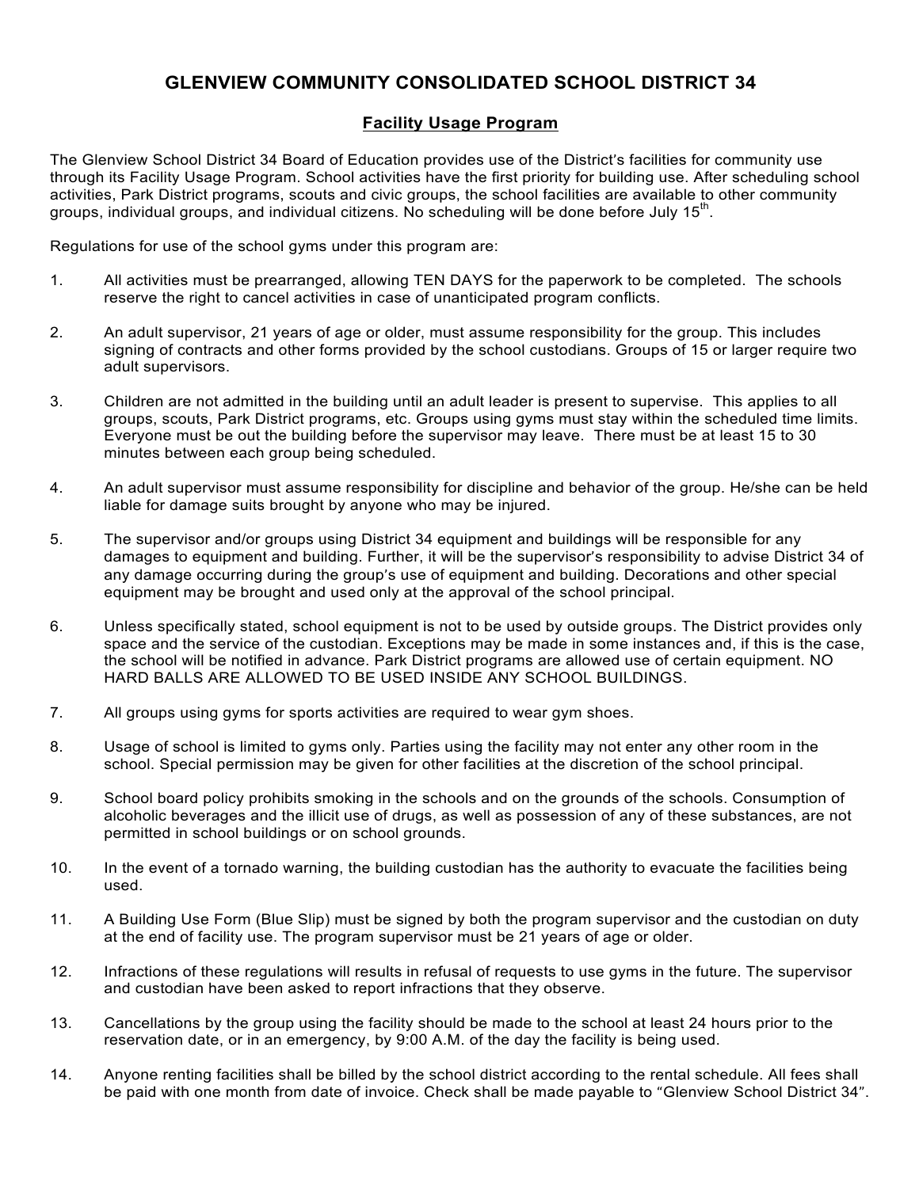# GLENVIEW COMMUNITY CONSOLIDATED SCHOOL DISTRICT 34

## Facility Usage Program

The Glenview School District 34 Board of Education provides use of the District's facilities for community use through its Facility Usage Program. School activities have the first priority for building use. After scheduling school activities, Park District programs, scouts and civic groups, the school facilities are available to other community groups, individual groups, and individual citizens. No scheduling will be done before July 15th.

Regulations for use of the school gyms under this program are:

1. All activities must be prearranged, allowing TEN DAYS for the paperwork to be completed. The schools reserve the right to cancel activities in case of unanticipated program conflicts.

2. An adult supervisor, 21 years of age or older, must assume responsibility for the group. This includes signing of contracts and other forms provided by the school custodians. Groups of 15 or larger require two adult supervisors.

3. Children are not admitted in the building until an adult leader is present to supervise. This applies to all groups, scouts, Park District programs, etc. Groups using gyms must stay within the scheduled time limits. Everyone must be out the building before the supervisor may leave. There must be at least 15 to 30 minutes between each group being scheduled.

4. An adult supervisor must assume responsibility for discipline and behavior of the group. He/she can be held liable for damage suits brought by anyone who may be injured.

5. The supervisor and/or groups using District 34 equipment and buildings will be responsible for any damages to equipment and building. Further, it will be the supervisor's responsibility to advise District 34 of any damage occurring during the group's use of equipment and building. Decorations and other special equipment may be brought and used only at the approval of the school principal.

6. Unless specifically stated, school equipment is not to be used by outside groups. The District provides only space and the service of the custodian. Exceptions may be made in some instances and, if this is the case, the school will be notified in advance. Park District programs are allowed use of certain equipment. NO HARD BALLS ARE ALLOWED TO BE USED INSIDE ANY SCHOOL BUILDINGS.

7. All groups using gyms for sports activities are required to wear gym shoes.

8. Usage of school is limited to gyms only. Parties using the facility may not enter any other room in the school. Special permission may be given for other facilities at the discretion of the school principal.

9. School board policy prohibits smoking in the schools and on the grounds of the schools. Consumption of alcoholic beverages and the illicit use of drugs, as well as possession of any of these substances, are not permitted in school buildings or on school grounds.

10. In the event of a tornado warning, the building custodian has the authority to evacuate the facilities being used.

11. A Building Use Form (Blue Slip) must be signed by both the program supervisor and the custodian on duty at the end of facility use. The program supervisor must be 21 years of age or older.

12. Infractions of these regulations will results in refusal of requests to use gyms in the future. The supervisor and custodian have been asked to report infractions that they observe.

13. Cancellations by the group using the facility should be made to the school at least 24 hours prior to the reservation date, or in an emergency, by 9:00 A.M. of the day the facility is being used.

14. Anyone renting facilities shall be billed by the school district according to the rental schedule. All fees shall be paid with one month from date of invoice. Check shall be made payable to "Glenview School District 34".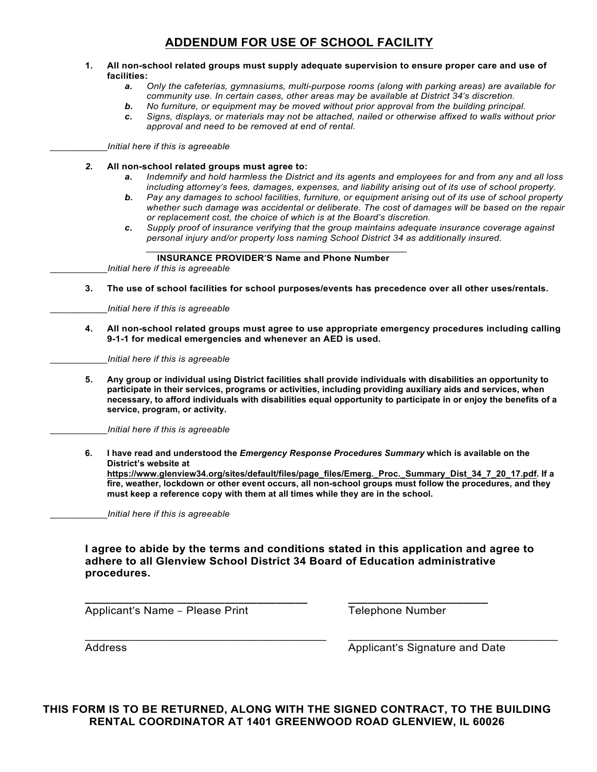# ADDENDUM FOR USE OF SCHOOL FACILITY

1. **All non-school related groups must supply adequate supervision to ensure proper care and use of facilities:**
   - ***a.*** *Only the cafeterias, gymnasiums, multi-purpose rooms (along with parking areas) are available for community use. In certain cases, other areas may be available at District 34's discretion.*
   - ***b.*** *No furniture, or equipment may be moved without prior approval from the building principal.*
   - ***c.*** *Signs, displays, or materials may not be attached, nailed or otherwise affixed to walls without prior approval and need to be removed at end of rental.*

___________*Initial here if this is agreeable*

2. **All non-school related groups must agree to:**
   - ***a.*** *Indemnify and hold harmless the District and its agents and employees for and from any and all loss including attorney's fees, damages, expenses, and liability arising out of its use of school property.*
   - ***b.*** *Pay any damages to school facilities, furniture, or equipment arising out of its use of school property whether such damage was accidental or deliberate. The cost of damages will be based on the repair or replacement cost, the choice of which is at the Board's discretion.*
   - ***c.*** *Supply proof of insurance verifying that the group maintains adequate insurance coverage against personal injury and/or property loss naming School District 34 as additionally insured.*

   ________________________________________________

   **INSURANCE PROVIDER'S Name and Phone Number**

___________*Initial here if this is agreeable*

3. **The use of school facilities for school purposes/events has precedence over all other uses/rentals.**

___________*Initial here if this is agreeable*

4. **All non-school related groups must agree to use appropriate emergency procedures including calling 9-1-1 for medical emergencies and whenever an AED is used.**

___________*Initial here if this is agreeable*

5. **Any group or individual using District facilities shall provide individuals with disabilities an opportunity to participate in their services, programs or activities, including providing auxiliary aids and services, when necessary, to afford individuals with disabilities equal opportunity to participate in or enjoy the benefits of a service, program, or activity.**

___________*Initial here if this is agreeable*

6. **I have read and understood the *Emergency Response Procedures Summary* which is available on the District's website at https://www.glenview34.org/sites/default/files/page_files/Emerg._Proc._Summary_Dist_34_7_20_17.pdf. If a fire, weather, lockdown or other event occurs, all non-school groups must follow the procedures, and they must keep a reference copy with them at all times while they are in the school.**

___________*Initial here if this is agreeable*

**I agree to abide by the terms and conditions stated in this application and agree to adhere to all Glenview School District 34 Board of Education administrative procedures.**

___________________________________ ______________________

Applicant's Name – Please Print Telephone Number

______________________________________ _________________________________

Address Applicant's Signature and Date

**THIS FORM IS TO BE RETURNED, ALONG WITH THE SIGNED CONTRACT, TO THE BUILDING RENTAL COORDINATOR AT 1401 GREENWOOD ROAD GLENVIEW, IL 60026**